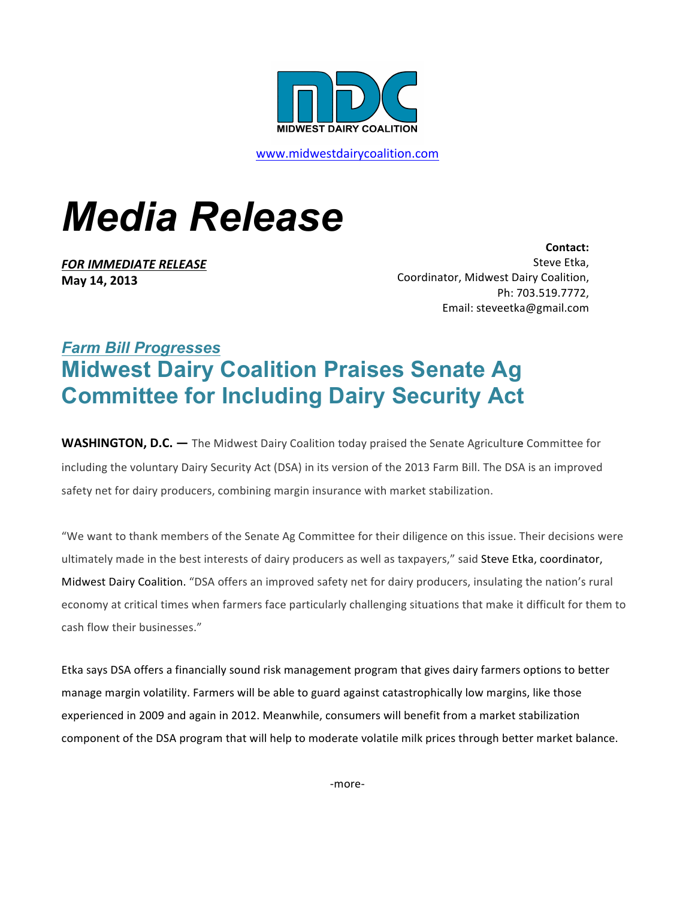MIDWEST DAIRY COALITION

www.midwestdairycoalition.com

# Media Release

***FOR IMMEDIATE RELEASE***
**May 14, 2013**

**Contact:**
Steve Etka,
Coordinator, Midwest Dairy Coalition,
Ph: 703.519.7772,
Email: steveetka@gmail.com

### *Farm Bill Progresses*

## Midwest Dairy Coalition Praises Senate Ag Committee for Including Dairy Security Act

**WASHINGTON, D.C. —** The Midwest Dairy Coalition today praised the Senate Agriculture Committee for including the voluntary Dairy Security Act (DSA) in its version of the 2013 Farm Bill. The DSA is an improved safety net for dairy producers, combining margin insurance with market stabilization.

"We want to thank members of the Senate Ag Committee for their diligence on this issue. Their decisions were ultimately made in the best interests of dairy producers as well as taxpayers," said Steve Etka, coordinator, Midwest Dairy Coalition. "DSA offers an improved safety net for dairy producers, insulating the nation's rural economy at critical times when farmers face particularly challenging situations that make it difficult for them to cash flow their businesses."

Etka says DSA offers a financially sound risk management program that gives dairy farmers options to better manage margin volatility. Farmers will be able to guard against catastrophically low margins, like those experienced in 2009 and again in 2012. Meanwhile, consumers will benefit from a market stabilization component of the DSA program that will help to moderate volatile milk prices through better market balance.

-more-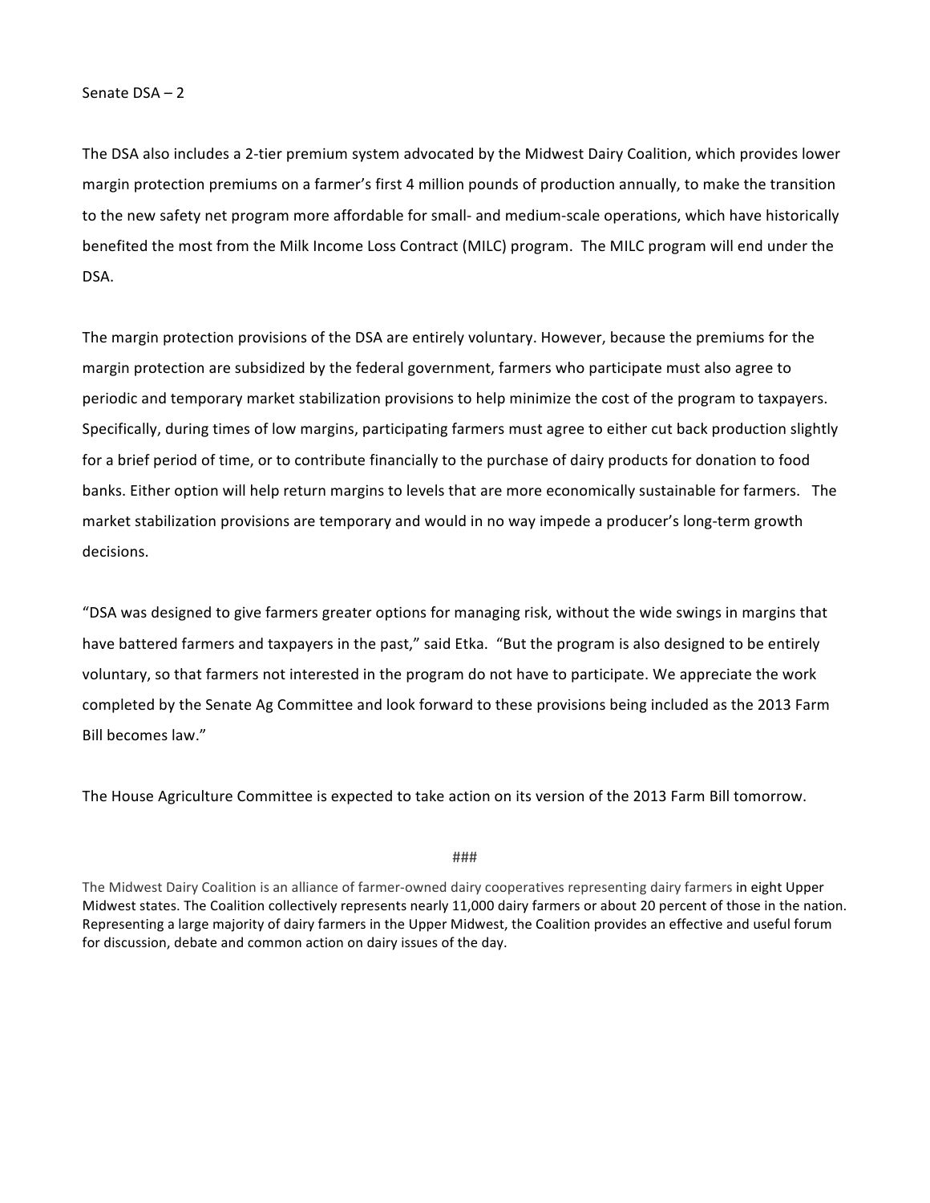The DSA also includes a 2-tier premium system advocated by the Midwest Dairy Coalition, which provides lower margin protection premiums on a farmer's first 4 million pounds of production annually, to make the transition to the new safety net program more affordable for small- and medium-scale operations, which have historically benefited the most from the Milk Income Loss Contract (MILC) program. The MILC program will end under the DSA.

The margin protection provisions of the DSA are entirely voluntary. However, because the premiums for the margin protection are subsidized by the federal government, farmers who participate must also agree to periodic and temporary market stabilization provisions to help minimize the cost of the program to taxpayers. Specifically, during times of low margins, participating farmers must agree to either cut back production slightly for a brief period of time, or to contribute financially to the purchase of dairy products for donation to food banks. Either option will help return margins to levels that are more economically sustainable for farmers. The market stabilization provisions are temporary and would in no way impede a producer's long-term growth decisions.

"DSA was designed to give farmers greater options for managing risk, without the wide swings in margins that have battered farmers and taxpayers in the past," said Etka. "But the program is also designed to be entirely voluntary, so that farmers not interested in the program do not have to participate. We appreciate the work completed by the Senate Ag Committee and look forward to these provisions being included as the 2013 Farm Bill becomes law."

The House Agriculture Committee is expected to take action on its version of the 2013 Farm Bill tomorrow.

###

The Midwest Dairy Coalition is an alliance of farmer-owned dairy cooperatives representing dairy farmers in eight Upper Midwest states. The Coalition collectively represents nearly 11,000 dairy farmers or about 20 percent of those in the nation. Representing a large majority of dairy farmers in the Upper Midwest, the Coalition provides an effective and useful forum for discussion, debate and common action on dairy issues of the day.